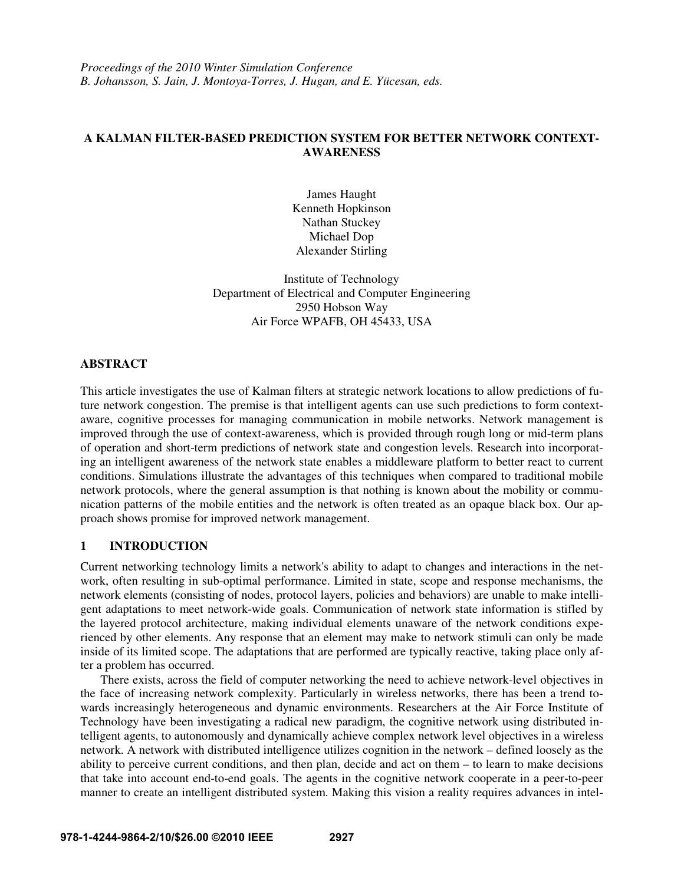*Proceedings of the 2010 Winter Simulation Conference*
*B. Johansson, S. Jain, J. Montoya-Torres, J. Hugan, and E. Yücesan, eds.*

# A KALMAN FILTER-BASED PREDICTION SYSTEM FOR BETTER NETWORK CONTEXT-AWARENESS

James Haught
Kenneth Hopkinson
Nathan Stuckey
Michael Dop
Alexander Stirling

Institute of Technology
Department of Electrical and Computer Engineering
2950 Hobson Way
Air Force WPAFB, OH 45433, USA

## ABSTRACT

This article investigates the use of Kalman filters at strategic network locations to allow predictions of future network congestion. The premise is that intelligent agents can use such predictions to form context-aware, cognitive processes for managing communication in mobile networks. Network management is improved through the use of context-awareness, which is provided through rough long or mid-term plans of operation and short-term predictions of network state and congestion levels. Research into incorporating an intelligent awareness of the network state enables a middleware platform to better react to current conditions. Simulations illustrate the advantages of this techniques when compared to traditional mobile network protocols, where the general assumption is that nothing is known about the mobility or communication patterns of the mobile entities and the network is often treated as an opaque black box. Our approach shows promise for improved network management.

## 1 INTRODUCTION

Current networking technology limits a network's ability to adapt to changes and interactions in the network, often resulting in sub-optimal performance. Limited in state, scope and response mechanisms, the network elements (consisting of nodes, protocol layers, policies and behaviors) are unable to make intelligent adaptations to meet network-wide goals. Communication of network state information is stifled by the layered protocol architecture, making individual elements unaware of the network conditions experienced by other elements. Any response that an element may make to network stimuli can only be made inside of its limited scope. The adaptations that are performed are typically reactive, taking place only after a problem has occurred.

There exists, across the field of computer networking the need to achieve network-level objectives in the face of increasing network complexity. Particularly in wireless networks, there has been a trend towards increasingly heterogeneous and dynamic environments. Researchers at the Air Force Institute of Technology have been investigating a radical new paradigm, the cognitive network using distributed intelligent agents, to autonomously and dynamically achieve complex network level objectives in a wireless network. A network with distributed intelligence utilizes cognition in the network – defined loosely as the ability to perceive current conditions, and then plan, decide and act on them – to learn to make decisions that take into account end-to-end goals. The agents in the cognitive network cooperate in a peer-to-peer manner to create an intelligent distributed system. Making this vision a reality requires advances in intel-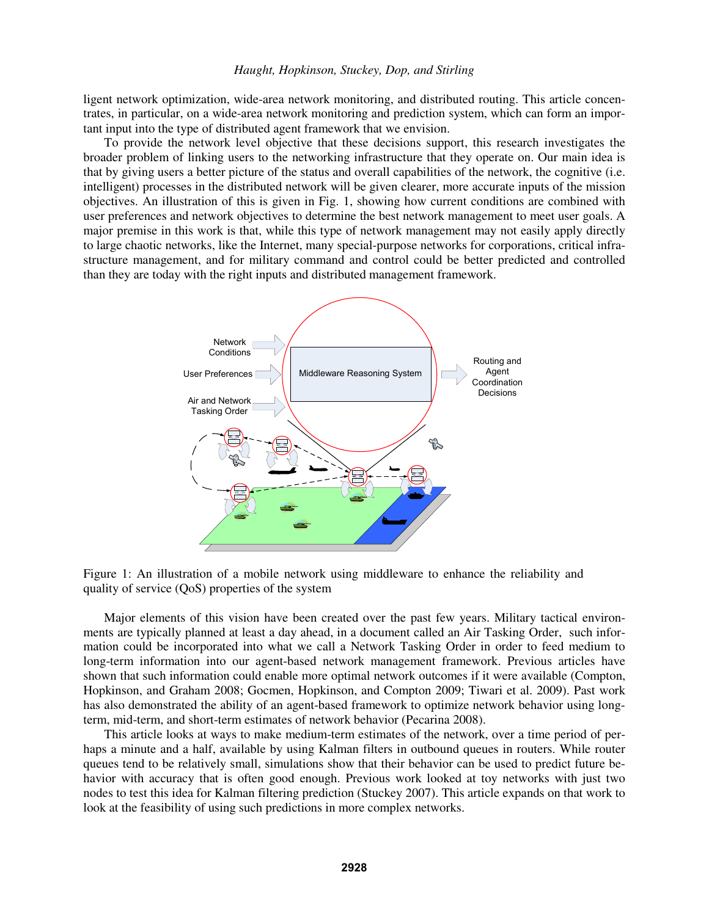ligent network optimization, wide-area network monitoring, and distributed routing. This article concentrates, in particular, on a wide-area network monitoring and prediction system, which can form an important input into the type of distributed agent framework that we envision.

To provide the network level objective that these decisions support, this research investigates the broader problem of linking users to the networking infrastructure that they operate on. Our main idea is that by giving users a better picture of the status and overall capabilities of the network, the cognitive (i.e. intelligent) processes in the distributed network will be given clearer, more accurate inputs of the mission objectives. An illustration of this is given in Fig. 1, showing how current conditions are combined with user preferences and network objectives to determine the best network management to meet user goals. A major premise in this work is that, while this type of network management may not easily apply directly to large chaotic networks, like the Internet, many special-purpose networks for corporations, critical infrastructure management, and for military command and control could be better predicted and controlled than they are today with the right inputs and distributed management framework.

Figure 1: An illustration of a mobile network using middleware to enhance the reliability and quality of service (QoS) properties of the system

Major elements of this vision have been created over the past few years. Military tactical environments are typically planned at least a day ahead, in a document called an Air Tasking Order, such information could be incorporated into what we call a Network Tasking Order in order to feed medium to long-term information into our agent-based network management framework. Previous articles have shown that such information could enable more optimal network outcomes if it were available (Compton, Hopkinson, and Graham 2008; Gocmen, Hopkinson, and Compton 2009; Tiwari et al. 2009). Past work has also demonstrated the ability of an agent-based framework to optimize network behavior using long-term, mid-term, and short-term estimates of network behavior (Pecarina 2008).

This article looks at ways to make medium-term estimates of the network, over a time period of perhaps a minute and a half, available by using Kalman filters in outbound queues in routers. While router queues tend to be relatively small, simulations show that their behavior can be used to predict future behavior with accuracy that is often good enough. Previous work looked at toy networks with just two nodes to test this idea for Kalman filtering prediction (Stuckey 2007). This article expands on that work to look at the feasibility of using such predictions in more complex networks.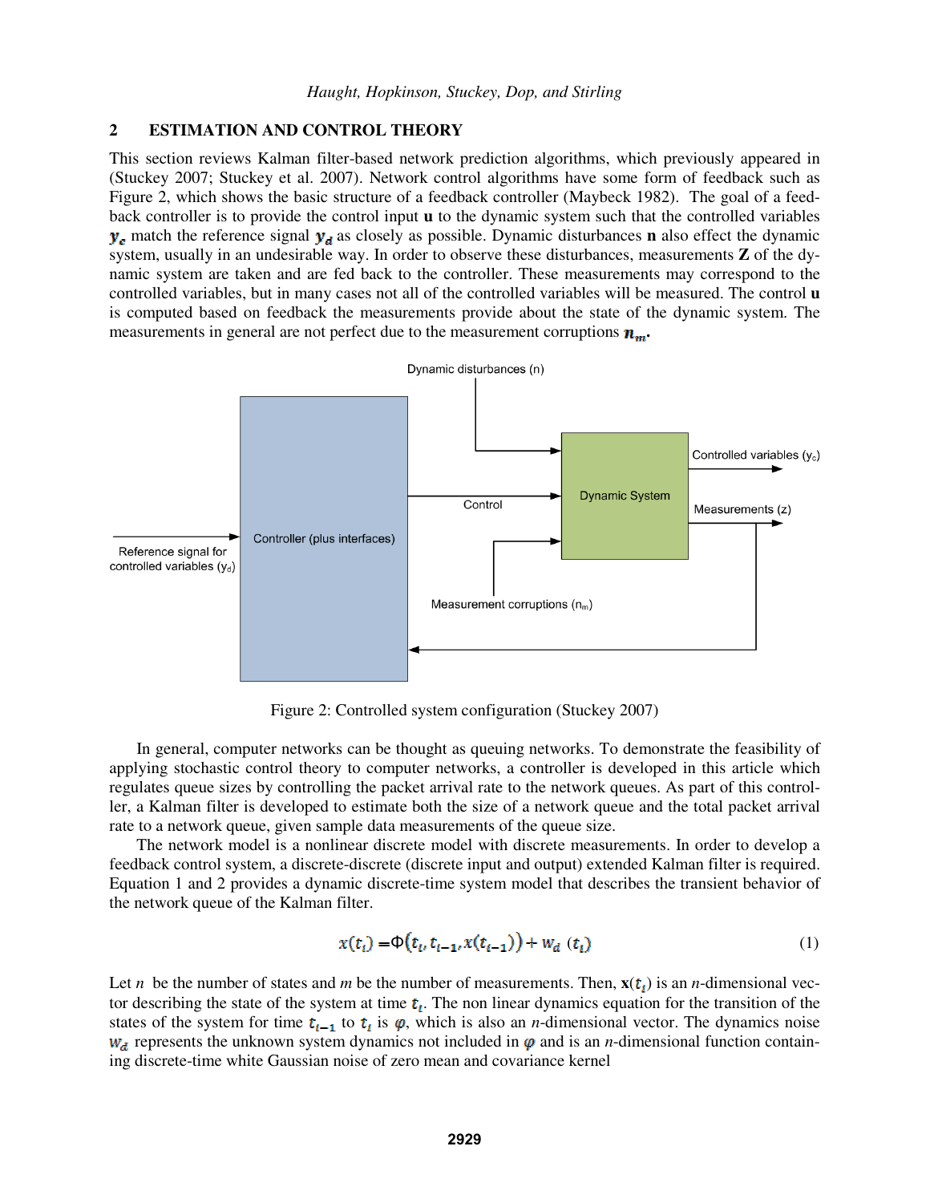## 2 ESTIMATION AND CONTROL THEORY

This section reviews Kalman filter-based network prediction algorithms, which previously appeared in (Stuckey 2007; Stuckey et al. 2007). Network control algorithms have some form of feedback such as Figure 2, which shows the basic structure of a feedback controller (Maybeck 1982). The goal of a feedback controller is to provide the control input **u** to the dynamic system such that the controlled variables $\boldsymbol{y_c}$ match the reference signal $\boldsymbol{y_d}$ as closely as possible. Dynamic disturbances **n** also effect the dynamic system, usually in an undesirable way. In order to observe these disturbances, measurements **Z** of the dynamic system are taken and are fed back to the controller. These measurements may correspond to the controlled variables, but in many cases not all of the controlled variables will be measured. The control **u** is computed based on feedback the measurements provide about the state of the dynamic system. The measurements in general are not perfect due to the measurement corruptions $\boldsymbol{n_m}$.

Figure 2: Controlled system configuration (Stuckey 2007)

In general, computer networks can be thought as queuing networks. To demonstrate the feasibility of applying stochastic control theory to computer networks, a controller is developed in this article which regulates queue sizes by controlling the packet arrival rate to the network queues. As part of this controller, a Kalman filter is developed to estimate both the size of a network queue and the total packet arrival rate to a network queue, given sample data measurements of the queue size.

The network model is a nonlinear discrete model with discrete measurements. In order to develop a feedback control system, a discrete-discrete (discrete input and output) extended Kalman filter is required. Equation 1 and 2 provides a dynamic discrete-time system model that describes the transient behavior of the network queue of the Kalman filter.

$$x(t_i) = \Phi\big(t_i, t_{i-1}, x(t_{i-1})\big) + w_d\ (t_i) \tag{1}$$

Let $n$ be the number of states and $m$ be the number of measurements. Then, $\mathbf{x}(t_i)$ is an $n$-dimensional vector describing the state of the system at time $t_i$. The non linear dynamics equation for the transition of the states of the system for time $t_{i-1}$ to $t_i$ is $\varphi$, which is also an $n$-dimensional vector. The dynamics noise $w_d$ represents the unknown system dynamics not included in $\varphi$ and is an $n$-dimensional function containing discrete-time white Gaussian noise of zero mean and covariance kernel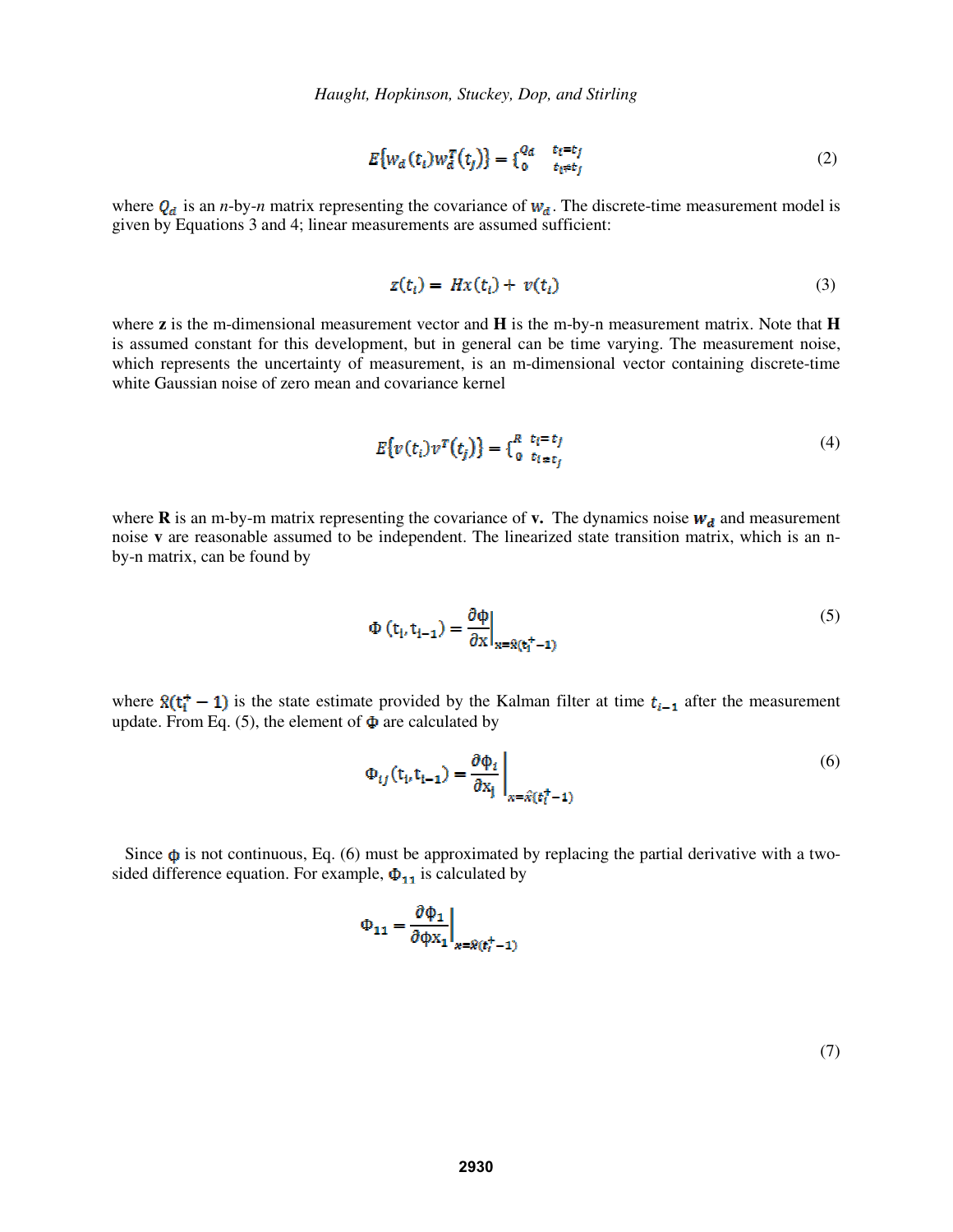$$E\{w_d(t_i)w_d^T(t_j)\} = \begin{cases} Q_d & t_i = t_j \\ 0 & t_i \neq t_j \end{cases} \tag{2}$$

where $Q_d$ is an *n*-by-*n* matrix representing the covariance of $w_d$. The discrete-time measurement model is given by Equations 3 and 4; linear measurements are assumed sufficient:

$$z(t_i) = Hx(t_i) + v(t_i) \tag{3}$$

where **z** is the m-dimensional measurement vector and **H** is the m-by-n measurement matrix. Note that **H** is assumed constant for this development, but in general can be time varying. The measurement noise, which represents the uncertainty of measurement, is an m-dimensional vector containing discrete-time white Gaussian noise of zero mean and covariance kernel

$$E\{v(t_i)v^T(t_j)\} = \begin{cases} R & t_i = t_j \\ 0 & t_i \neq t_j \end{cases} \tag{4}$$

where **R** is an m-by-m matrix representing the covariance of **v.** The dynamics noise $w_d$ and measurement noise **v** are reasonable assumed to be independent. The linearized state transition matrix, which is an n-by-n matrix, can be found by

$$\Phi(t_i, t_{i-1}) = \left.\frac{\partial \phi}{\partial x}\right|_{x=\hat{x}(t_i^+ - 1)} \tag{5}$$

where $\hat{x}(t_i^+ - 1)$ is the state estimate provided by the Kalman filter at time $t_{i-1}$ after the measurement update. From Eq. (5), the element of $\Phi$ are calculated by

$$\Phi_{ij}(t_i, t_{i-1}) = \left.\frac{\partial \phi_i}{\partial x_j}\right|_{x=\hat{x}(t_i^+ - 1)} \tag{6}$$

Since $\phi$ is not continuous, Eq. (6) must be approximated by replacing the partial derivative with a two-sided difference equation. For example, $\Phi_{11}$ is calculated by

$$\Phi_{11} = \left.\frac{\partial \phi_1}{\partial \phi x_1}\right|_{x=\hat{x}(t_i^+ - 1)} \tag{7}$$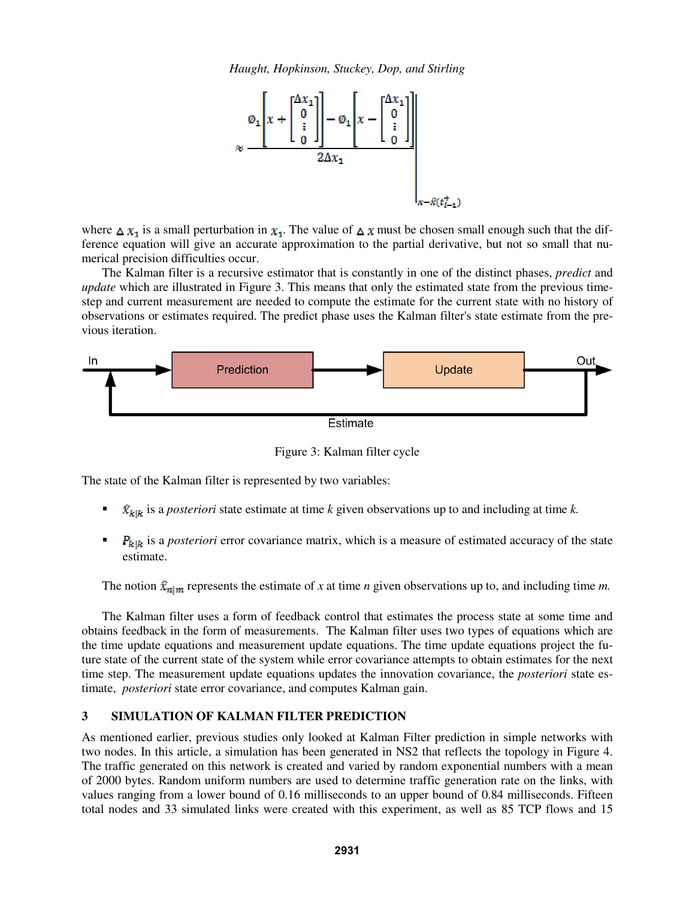$$\approx \left. \frac{\emptyset_1\left[x + \begin{bmatrix} \Delta x_1 \\ 0 \\ \vdots \\ 0 \end{bmatrix}\right] - \emptyset_1\left[x - \begin{bmatrix} \Delta x_1 \\ 0 \\ \vdots \\ 0 \end{bmatrix}\right]}{2\Delta x_1} \right|_{x=\hat{x}(t_{i-1}^{+})}$$

where $\Delta x_1$ is a small perturbation in $x_1$. The value of $\Delta x$ must be chosen small enough such that the difference equation will give an accurate approximation to the partial derivative, but not so small that numerical precision difficulties occur.

The Kalman filter is a recursive estimator that is constantly in one of the distinct phases, *predict* and *update* which are illustrated in Figure 3. This means that only the estimated state from the previous time-step and current measurement are needed to compute the estimate for the current state with no history of observations or estimates required. The predict phase uses the Kalman filter's state estimate from the previous iteration.

In → Prediction → Update → Out (Estimate fed back to In)

Figure 3: Kalman filter cycle

The state of the Kalman filter is represented by two variables:

- $\hat{x}_{k|k}$ is a *posteriori* state estimate at time *k* given observations up to and including at time *k.*
- $P_{k|k}$ is a *posteriori* error covariance matrix, which is a measure of estimated accuracy of the state estimate.

The notion $\hat{x}_{n|m}$ represents the estimate of *x* at time *n* given observations up to, and including time *m.*

The Kalman filter uses a form of feedback control that estimates the process state at some time and obtains feedback in the form of measurements. The Kalman filter uses two types of equations which are the time update equations and measurement update equations. The time update equations project the future state of the current state of the system while error covariance attempts to obtain estimates for the next time step. The measurement update equations updates the innovation covariance, the *posteriori* state estimate, *posteriori* state error covariance, and computes Kalman gain.

## 3 SIMULATION OF KALMAN FILTER PREDICTION

As mentioned earlier, previous studies only looked at Kalman Filter prediction in simple networks with two nodes. In this article, a simulation has been generated in NS2 that reflects the topology in Figure 4. The traffic generated on this network is created and varied by random exponential numbers with a mean of 2000 bytes. Random uniform numbers are used to determine traffic generation rate on the links, with values ranging from a lower bound of 0.16 milliseconds to an upper bound of 0.84 milliseconds. Fifteen total nodes and 33 simulated links were created with this experiment, as well as 85 TCP flows and 15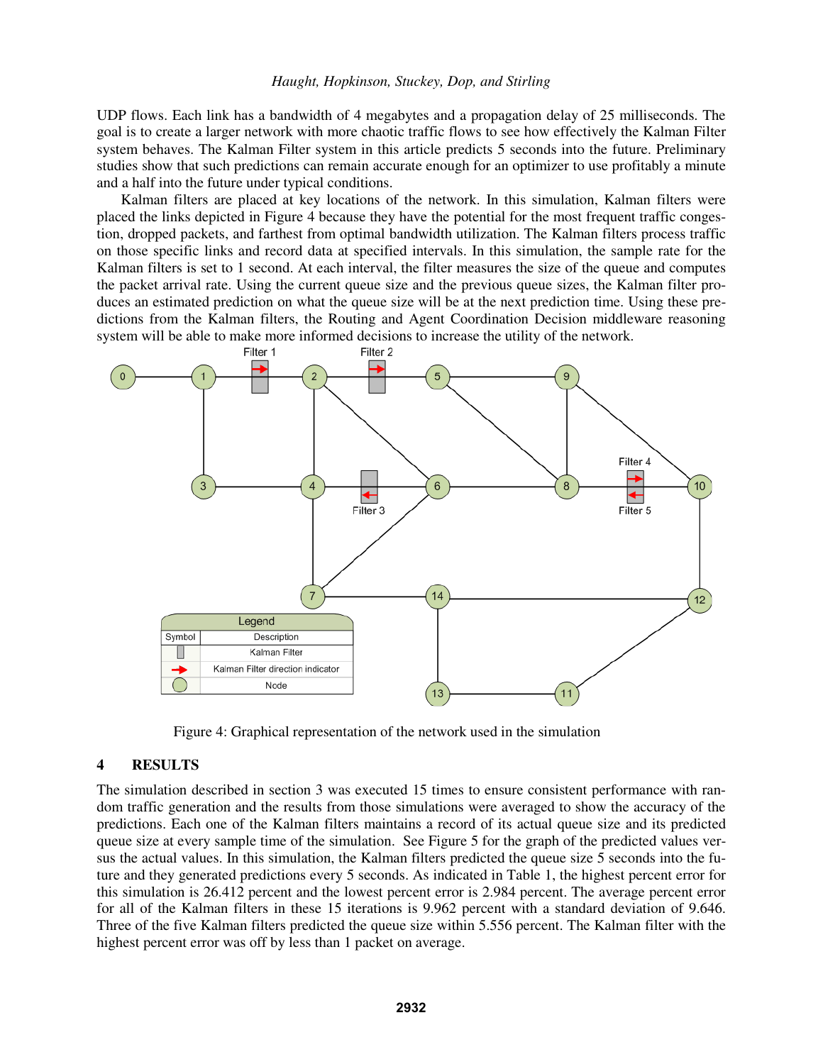UDP flows. Each link has a bandwidth of 4 megabytes and a propagation delay of 25 milliseconds. The goal is to create a larger network with more chaotic traffic flows to see how effectively the Kalman Filter system behaves. The Kalman Filter system in this article predicts 5 seconds into the future. Preliminary studies show that such predictions can remain accurate enough for an optimizer to use profitably a minute and a half into the future under typical conditions.

Kalman filters are placed at key locations of the network. In this simulation, Kalman filters were placed the links depicted in Figure 4 because they have the potential for the most frequent traffic congestion, dropped packets, and farthest from optimal bandwidth utilization. The Kalman filters process traffic on those specific links and record data at specified intervals. In this simulation, the sample rate for the Kalman filters is set to 1 second. At each interval, the filter measures the size of the queue and computes the packet arrival rate. Using the current queue size and the previous queue sizes, the Kalman filter produces an estimated prediction on what the queue size will be at the next prediction time. Using these predictions from the Kalman filters, the Routing and Agent Coordination Decision middleware reasoning system will be able to make more informed decisions to increase the utility of the network.

Figure 4: Graphical representation of the network used in the simulation

## 4 RESULTS

The simulation described in section 3 was executed 15 times to ensure consistent performance with random traffic generation and the results from those simulations were averaged to show the accuracy of the predictions. Each one of the Kalman filters maintains a record of its actual queue size and its predicted queue size at every sample time of the simulation. See Figure 5 for the graph of the predicted values versus the actual values. In this simulation, the Kalman filters predicted the queue size 5 seconds into the future and they generated predictions every 5 seconds. As indicated in Table 1, the highest percent error for this simulation is 26.412 percent and the lowest percent error is 2.984 percent. The average percent error for all of the Kalman filters in these 15 iterations is 9.962 percent with a standard deviation of 9.646. Three of the five Kalman filters predicted the queue size within 5.556 percent. The Kalman filter with the highest percent error was off by less than 1 packet on average.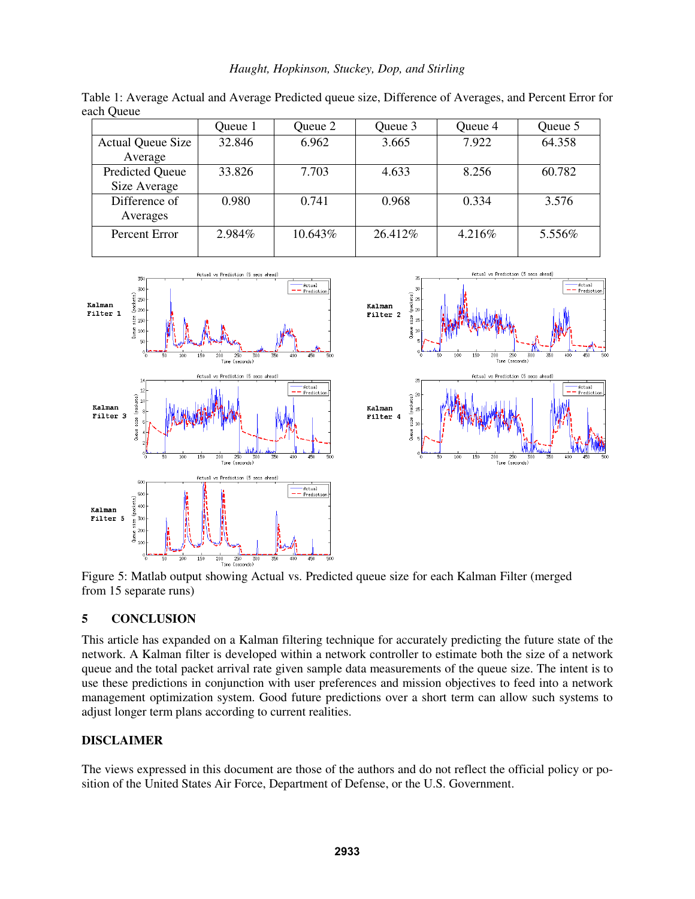Table 1: Average Actual and Average Predicted queue size, Difference of Averages, and Percent Error for each Queue

| | Queue 1 | Queue 2 | Queue 3 | Queue 4 | Queue 5 |
|---|---|---|---|---|---|
| Actual Queue Size Average | 32.846 | 6.962 | 3.665 | 7.922 | 64.358 |
| Predicted Queue Size Average | 33.826 | 7.703 | 4.633 | 8.256 | 60.782 |
| Difference of Averages | 0.980 | 0.741 | 0.968 | 0.334 | 3.576 |
| Percent Error | 2.984% | 10.643% | 26.412% | 4.216% | 5.556% |

Figure 5: Matlab output showing Actual vs. Predicted queue size for each Kalman Filter (merged from 15 separate runs)

## 5 CONCLUSION

This article has expanded on a Kalman filtering technique for accurately predicting the future state of the network. A Kalman filter is developed within a network controller to estimate both the size of a network queue and the total packet arrival rate given sample data measurements of the queue size. The intent is to use these predictions in conjunction with user preferences and mission objectives to feed into a network management optimization system. Good future predictions over a short term can allow such systems to adjust longer term plans according to current realities.

## DISCLAIMER

The views expressed in this document are those of the authors and do not reflect the official policy or position of the United States Air Force, Department of Defense, or the U.S. Government.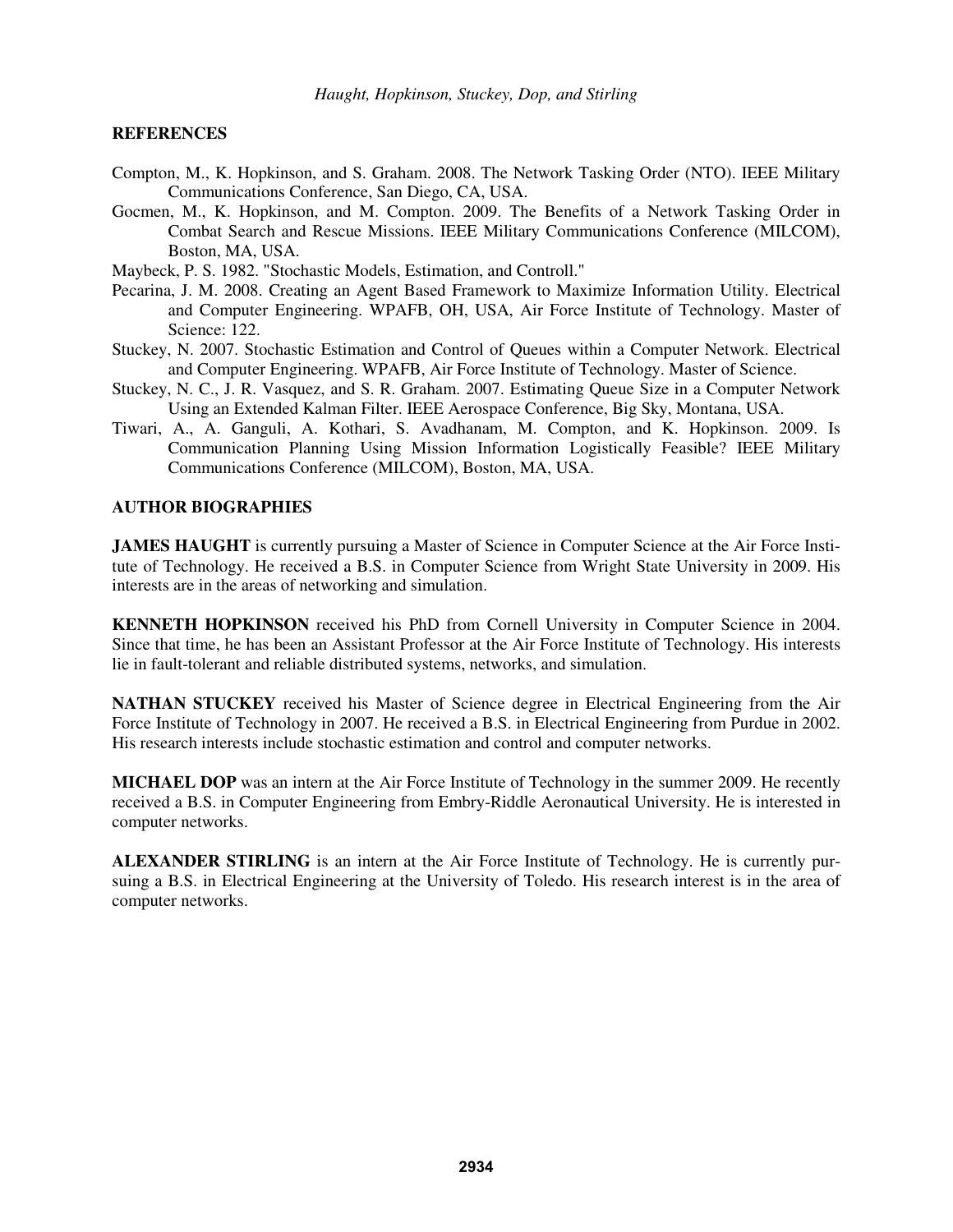## REFERENCES

Compton, M., K. Hopkinson, and S. Graham. 2008. The Network Tasking Order (NTO). IEEE Military Communications Conference, San Diego, CA, USA.

Gocmen, M., K. Hopkinson, and M. Compton. 2009. The Benefits of a Network Tasking Order in Combat Search and Rescue Missions. IEEE Military Communications Conference (MILCOM), Boston, MA, USA.

Maybeck, P. S. 1982. "Stochastic Models, Estimation, and Controll."

Pecarina, J. M. 2008. Creating an Agent Based Framework to Maximize Information Utility. Electrical and Computer Engineering. WPAFB, OH, USA, Air Force Institute of Technology. Master of Science: 122.

Stuckey, N. 2007. Stochastic Estimation and Control of Queues within a Computer Network. Electrical and Computer Engineering. WPAFB, Air Force Institute of Technology. Master of Science.

Stuckey, N. C., J. R. Vasquez, and S. R. Graham. 2007. Estimating Queue Size in a Computer Network Using an Extended Kalman Filter. IEEE Aerospace Conference, Big Sky, Montana, USA.

Tiwari, A., A. Ganguli, A. Kothari, S. Avadhanam, M. Compton, and K. Hopkinson. 2009. Is Communication Planning Using Mission Information Logistically Feasible? IEEE Military Communications Conference (MILCOM), Boston, MA, USA.

## AUTHOR BIOGRAPHIES

**JAMES HAUGHT** is currently pursuing a Master of Science in Computer Science at the Air Force Institute of Technology. He received a B.S. in Computer Science from Wright State University in 2009. His interests are in the areas of networking and simulation.

**KENNETH HOPKINSON** received his PhD from Cornell University in Computer Science in 2004. Since that time, he has been an Assistant Professor at the Air Force Institute of Technology. His interests lie in fault-tolerant and reliable distributed systems, networks, and simulation.

**NATHAN STUCKEY** received his Master of Science degree in Electrical Engineering from the Air Force Institute of Technology in 2007. He received a B.S. in Electrical Engineering from Purdue in 2002. His research interests include stochastic estimation and control and computer networks.

**MICHAEL DOP** was an intern at the Air Force Institute of Technology in the summer 2009. He recently received a B.S. in Computer Engineering from Embry-Riddle Aeronautical University. He is interested in computer networks.

**ALEXANDER STIRLING** is an intern at the Air Force Institute of Technology. He is currently pursuing a B.S. in Electrical Engineering at the University of Toledo. His research interest is in the area of computer networks.